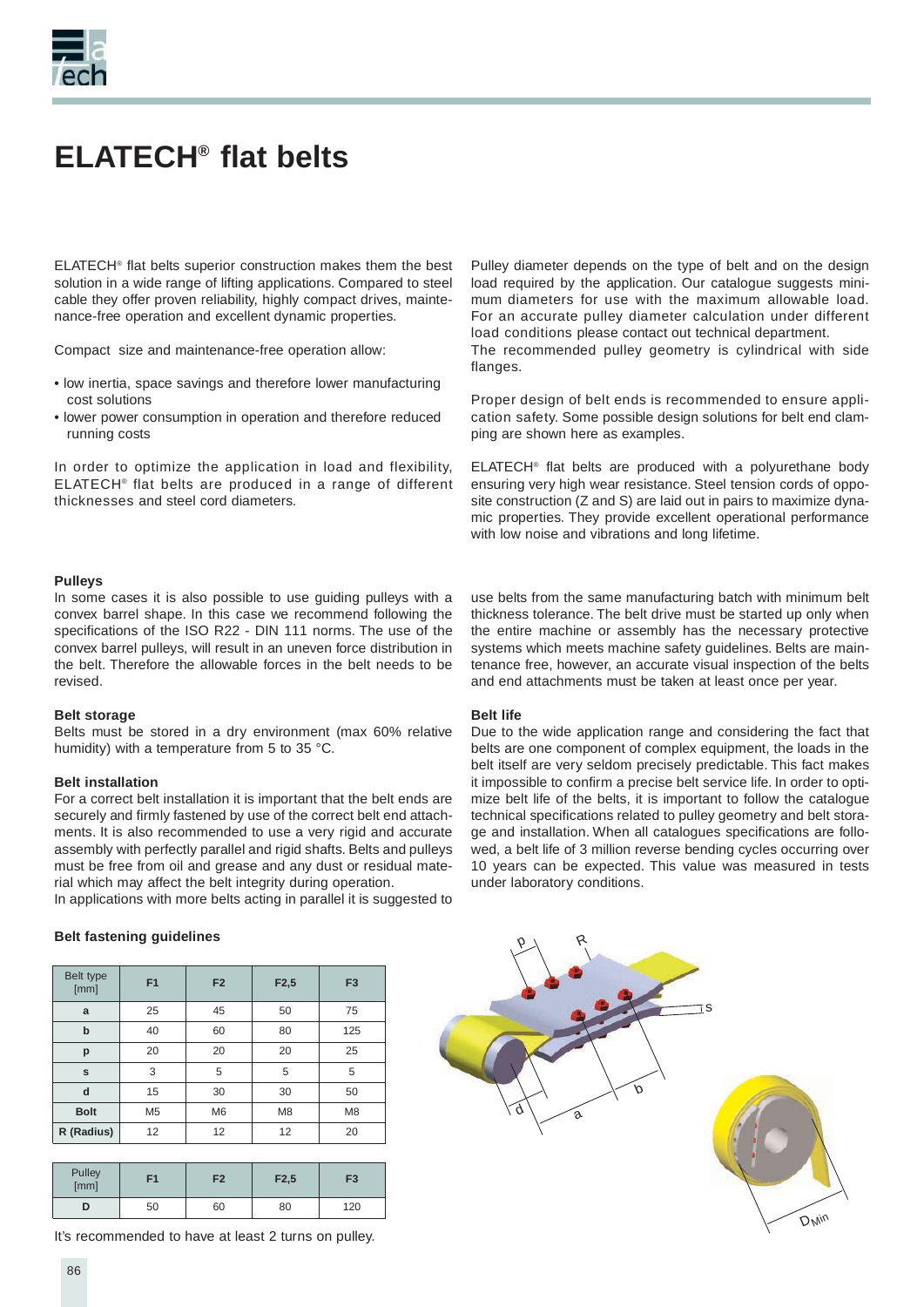# ELATECH® flat belts

ELATECH® flat belts superior construction makes them the best solution in a wide range of lifting applications. Compared to steel cable they offer proven reliability, highly compact drives, maintenance-free operation and excellent dynamic properties.

Compact size and maintenance-free operation allow:

- low inertia, space savings and therefore lower manufacturing cost solutions
- lower power consumption in operation and therefore reduced running costs

In order to optimize the application in load and flexibility, ELATECH® flat belts are produced in a range of different thicknesses and steel cord diameters.

Pulley diameter depends on the type of belt and on the design load required by the application. Our catalogue suggests minimum diameters for use with the maximum allowable load. For an accurate pulley diameter calculation under different load conditions please contact out technical department.
The recommended pulley geometry is cylindrical with side flanges.

Proper design of belt ends is recommended to ensure application safety. Some possible design solutions for belt end clamping are shown here as examples.

ELATECH® flat belts are produced with a polyurethane body ensuring very high wear resistance. Steel tension cords of opposite construction (Z and S) are laid out in pairs to maximize dynamic properties. They provide excellent operational performance with low noise and vibrations and long lifetime.

### Pulleys

In some cases it is also possible to use guiding pulleys with a convex barrel shape. In this case we recommend following the specifications of the ISO R22 - DIN 111 norms. The use of the convex barrel pulleys, will result in an uneven force distribution in the belt. Therefore the allowable forces in the belt needs to be revised.

### Belt storage

Belts must be stored in a dry environment (max 60% relative humidity) with a temperature from 5 to 35 °C.

### Belt installation

For a correct belt installation it is important that the belt ends are securely and firmly fastened by use of the correct belt end attachments. It is also recommended to use a very rigid and accurate assembly with perfectly parallel and rigid shafts. Belts and pulleys must be free from oil and grease and any dust or residual material which may affect the belt integrity during operation.
In applications with more belts acting in parallel it is suggested to use belts from the same manufacturing batch with minimum belt thickness tolerance. The belt drive must be started up only when the entire machine or assembly has the necessary protective systems which meets machine safety guidelines. Belts are maintenance free, however, an accurate visual inspection of the belts and end attachments must be taken at least once per year.

### Belt life

Due to the wide application range and considering the fact that belts are one component of complex equipment, the loads in the belt itself are very seldom precisely predictable. This fact makes it impossible to confirm a precise belt service life. In order to optimize belt life of the belts, it is important to follow the catalogue technical specifications related to pulley geometry and belt storage and installation. When all catalogues specifications are followed, a belt life of 3 million reverse bending cycles occurring over 10 years can be expected. This value was measured in tests under laboratory conditions.

### Belt fastening guidelines

| Belt type [mm] | F1 | F2 | F2,5 | F3 |
|---|---|---|---|---|
| a | 25 | 45 | 50 | 75 |
| b | 40 | 60 | 80 | 125 |
| p | 20 | 20 | 20 | 25 |
| s | 3 | 5 | 5 | 5 |
| d | 15 | 30 | 30 | 50 |
| Bolt | M5 | M6 | M8 | M8 |
| R (Radius) | 12 | 12 | 12 | 20 |

| Pulley [mm] | F1 | F2 | F2,5 | F3 |
|---|---|---|---|---|
| D | 50 | 60 | 80 | 120 |

It's recommended to have at least 2 turns on pulley.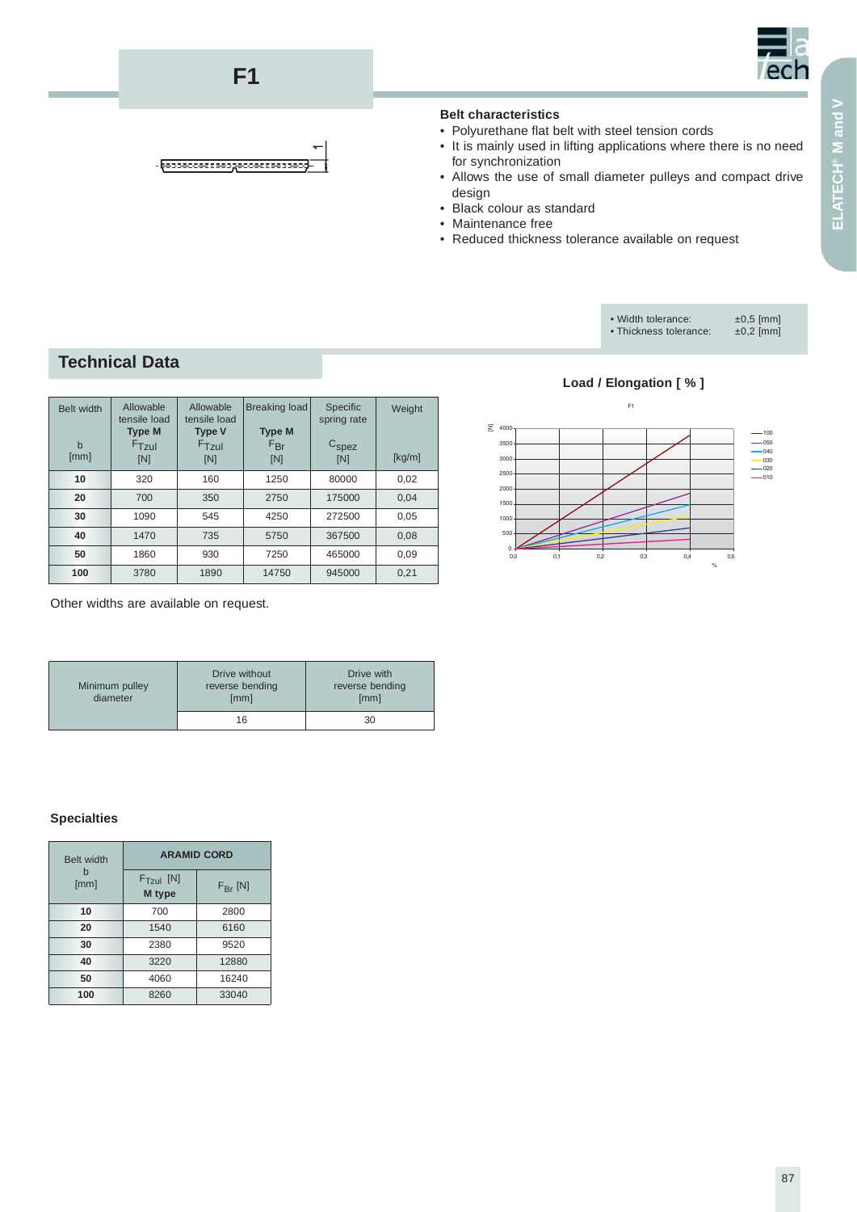# F1

### Belt characteristics

- Polyurethane flat belt with steel tension cords
- It is mainly used in lifting applications where there is no need for synchronization
- Allows the use of small diameter pulleys and compact drive design
- Black colour as standard
- Maintenance free
- Reduced thickness tolerance available on request

- Width tolerance: ±0,5 [mm]
- Thickness tolerance: ±0,2 [mm]

## Technical Data

| Belt width b [mm] | Allowable tensile load Type M $F_{Tzul}$ [N] | Allowable tensile load Type V $F_{Tzul}$ [N] | Breaking load Type M $F_{Br}$ [N] | Specific spring rate $C_{spez}$ [N] | Weight [kg/m] |
|---|---|---|---|---|---|
| **10** | 320 | 160 | 1250 | 80000 | 0,02 |
| **20** | 700 | 350 | 2750 | 175000 | 0,04 |
| **30** | 1090 | 545 | 4250 | 272500 | 0,05 |
| **40** | 1470 | 735 | 5750 | 367500 | 0,08 |
| **50** | 1860 | 930 | 7250 | 465000 | 0,09 |
| **100** | 3780 | 1890 | 14750 | 945000 | 0,21 |

Other widths are available on request.

**Load / Elongation [ % ]**

| Minimum pulley diameter | Drive without reverse bending [mm] | Drive with reverse bending [mm] |
|---|---|---|
| | 16 | 30 |

### Specialties

| Belt width b [mm] | ARAMID CORD | |
|---|---|---|
| | $F_{Tzul}$ [N] M type | $F_{Br}$ [N] |
| **10** | 700 | 2800 |
| **20** | 1540 | 6160 |
| **30** | 2380 | 9520 |
| **40** | 3220 | 12880 |
| **50** | 4060 | 16240 |
| **100** | 8260 | 33040 |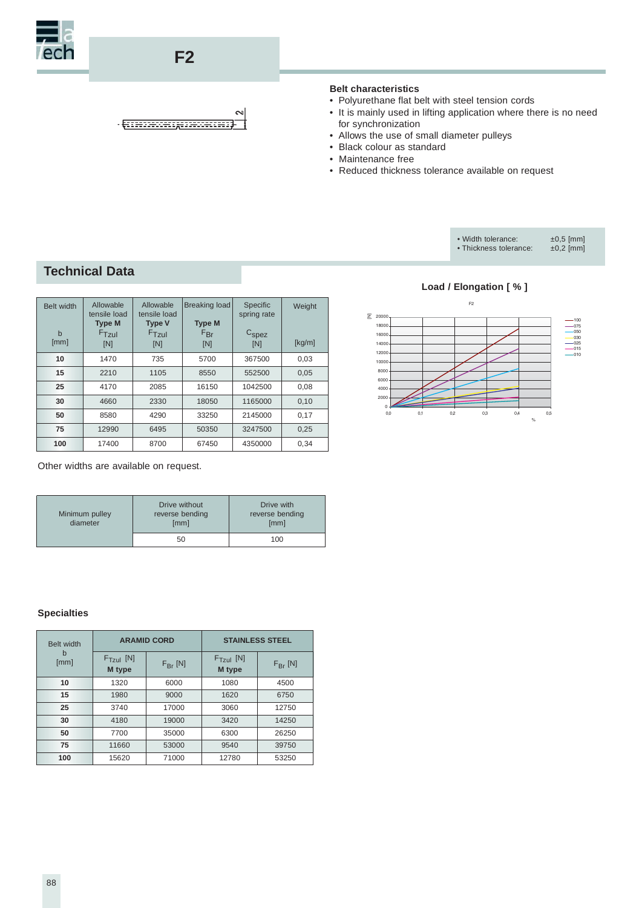# F2

### Belt characteristics

- Polyurethane flat belt with steel tension cords
- It is mainly used in lifting application where there is no need for synchronization
- Allows the use of small diameter pulleys
- Black colour as standard
- Maintenance free
- Reduced thickness tolerance available on request

| | |
|---|---|
| • Width tolerance: | ±0,5 [mm] |
| • Thickness tolerance: | ±0,2 [mm] |

## Technical Data

| Belt width<br>b<br>[mm] | Allowable tensile load<br>Type M<br>$F_{Tzul}$<br>[N] | Allowable tensile load<br>Type V<br>$F_{Tzul}$<br>[N] | Breaking load<br>Type M<br>$F_{Br}$<br>[N] | Specific spring rate<br>$C_{spez}$<br>[N] | Weight<br><br>[kg/m] |
|---|---|---|---|---|---|
| **10** | 1470 | 735 | 5700 | 367500 | 0,03 |
| **15** | 2210 | 1105 | 8550 | 552500 | 0,05 |
| **25** | 4170 | 2085 | 16150 | 1042500 | 0,08 |
| **30** | 4660 | 2330 | 18050 | 1165000 | 0,10 |
| **50** | 8580 | 4290 | 33250 | 2145000 | 0,17 |
| **75** | 12990 | 6495 | 50350 | 3247500 | 0,25 |
| **100** | 17400 | 8700 | 67450 | 4350000 | 0,34 |

Other widths are available on request.

**Load / Elongation [ % ]**

| Minimum pulley diameter | Drive without reverse bending [mm] | Drive with reverse bending [mm] |
|---|---|---|
| | 50 | 100 |

### Specialties

| Belt width<br>b<br>[mm] | ARAMID CORD | | STAINLESS STEEL | |
|---|---|---|---|---|
| | $F_{Tzul}$ [N]<br>M type | $F_{Br}$ [N] | $F_{Tzul}$ [N]<br>M type | $F_{Br}$ [N] |
| **10** | 1320 | 6000 | 1080 | 4500 |
| **15** | 1980 | 9000 | 1620 | 6750 |
| **25** | 3740 | 17000 | 3060 | 12750 |
| **30** | 4180 | 19000 | 3420 | 14250 |
| **50** | 7700 | 35000 | 6300 | 26250 |
| **75** | 11660 | 53000 | 9540 | 39750 |
| **100** | 15620 | 71000 | 12780 | 53250 |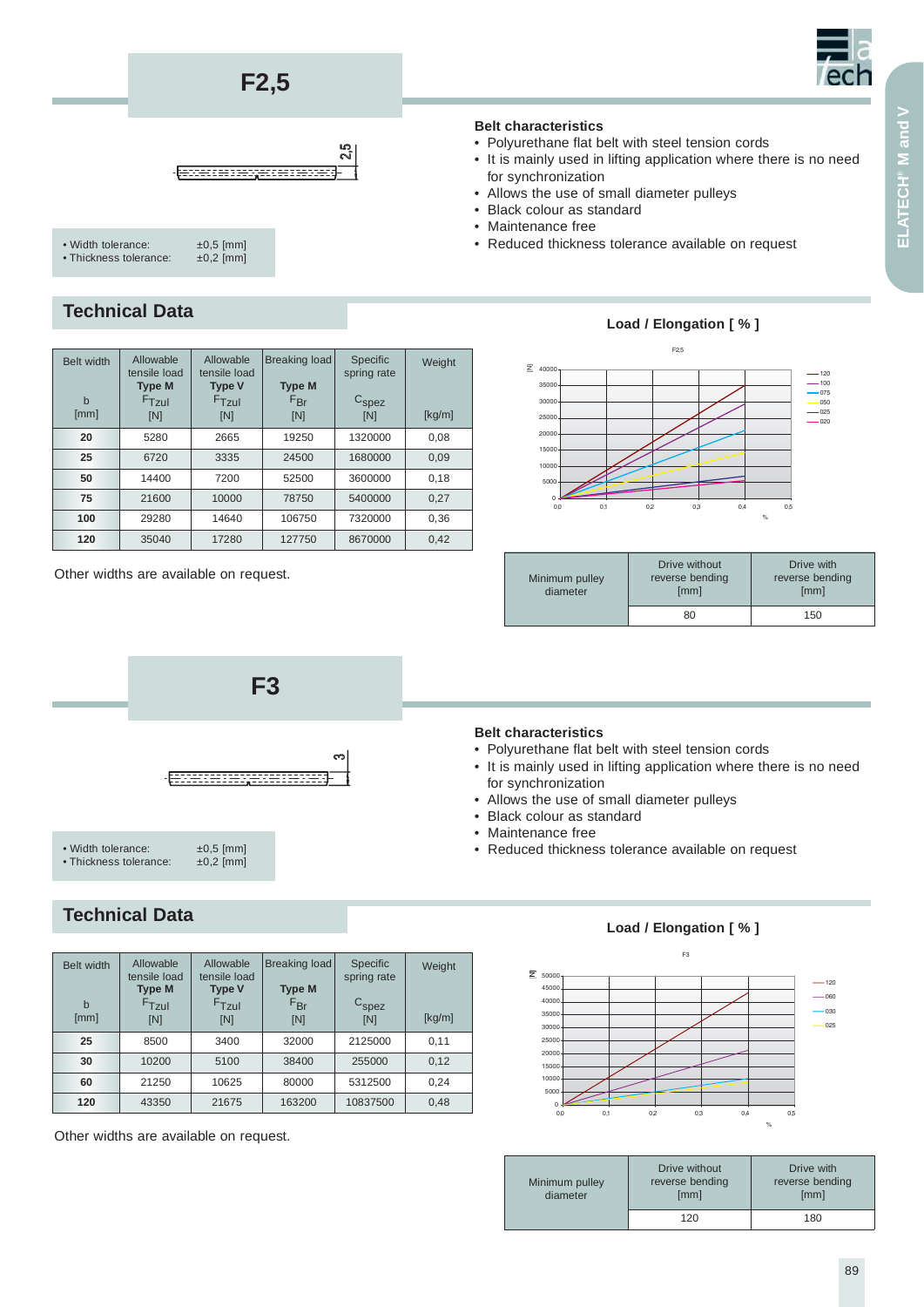# F2,5

- Width tolerance: ±0,5 [mm]
- Thickness tolerance: ±0,2 [mm]

### Belt characteristics

- Polyurethane flat belt with steel tension cords
- It is mainly used in lifting application where there is no need for synchronization
- Allows the use of small diameter pulleys
- Black colour as standard
- Maintenance free
- Reduced thickness tolerance available on request

## Technical Data

| Belt width b [mm] | Allowable tensile load **Type M** $F_{Tzul}$ [N] | Allowable tensile load **Type V** $F_{Tzul}$ [N] | Breaking load **Type M** $F_{Br}$ [N] | Specific spring rate $C_{spez}$ [N] | Weight [kg/m] |
|---|---|---|---|---|---|
| **20** | 5280 | 2665 | 19250 | 1320000 | 0,08 |
| **25** | 6720 | 3335 | 24500 | 1680000 | 0,09 |
| **50** | 14400 | 7200 | 52500 | 3600000 | 0,18 |
| **75** | 21600 | 10000 | 78750 | 5400000 | 0,27 |
| **100** | 29280 | 14640 | 106750 | 7320000 | 0,36 |
| **120** | 35040 | 17280 | 127750 | 8670000 | 0,42 |

Other widths are available on request.

**Load / Elongation [ % ]**

| Minimum pulley diameter | Drive without reverse bending [mm] | Drive with reverse bending [mm] |
|---|---|---|
| | 80 | 150 |

# F3

- Width tolerance: ±0,5 [mm]
- Thickness tolerance: ±0,2 [mm]

### Belt characteristics

- Polyurethane flat belt with steel tension cords
- It is mainly used in lifting application where there is no need for synchronization
- Allows the use of small diameter pulleys
- Black colour as standard
- Maintenance free
- Reduced thickness tolerance available on request

## Technical Data

| Belt width b [mm] | Allowable tensile load **Type M** $F_{Tzul}$ [N] | Allowable tensile load **Type V** $F_{Tzul}$ [N] | Breaking load **Type M** $F_{Br}$ [N] | Specific spring rate $C_{spez}$ [N] | Weight [kg/m] |
|---|---|---|---|---|---|
| **25** | 8500 | 3400 | 32000 | 2125000 | 0,11 |
| **30** | 10200 | 5100 | 38400 | 255000 | 0,12 |
| **60** | 21250 | 10625 | 80000 | 5312500 | 0,24 |
| **120** | 43350 | 21675 | 163200 | 10837500 | 0,48 |

Other widths are available on request.

**Load / Elongation [ % ]**

| Minimum pulley diameter | Drive without reverse bending [mm] | Drive with reverse bending [mm] |
|---|---|---|
| | 120 | 180 |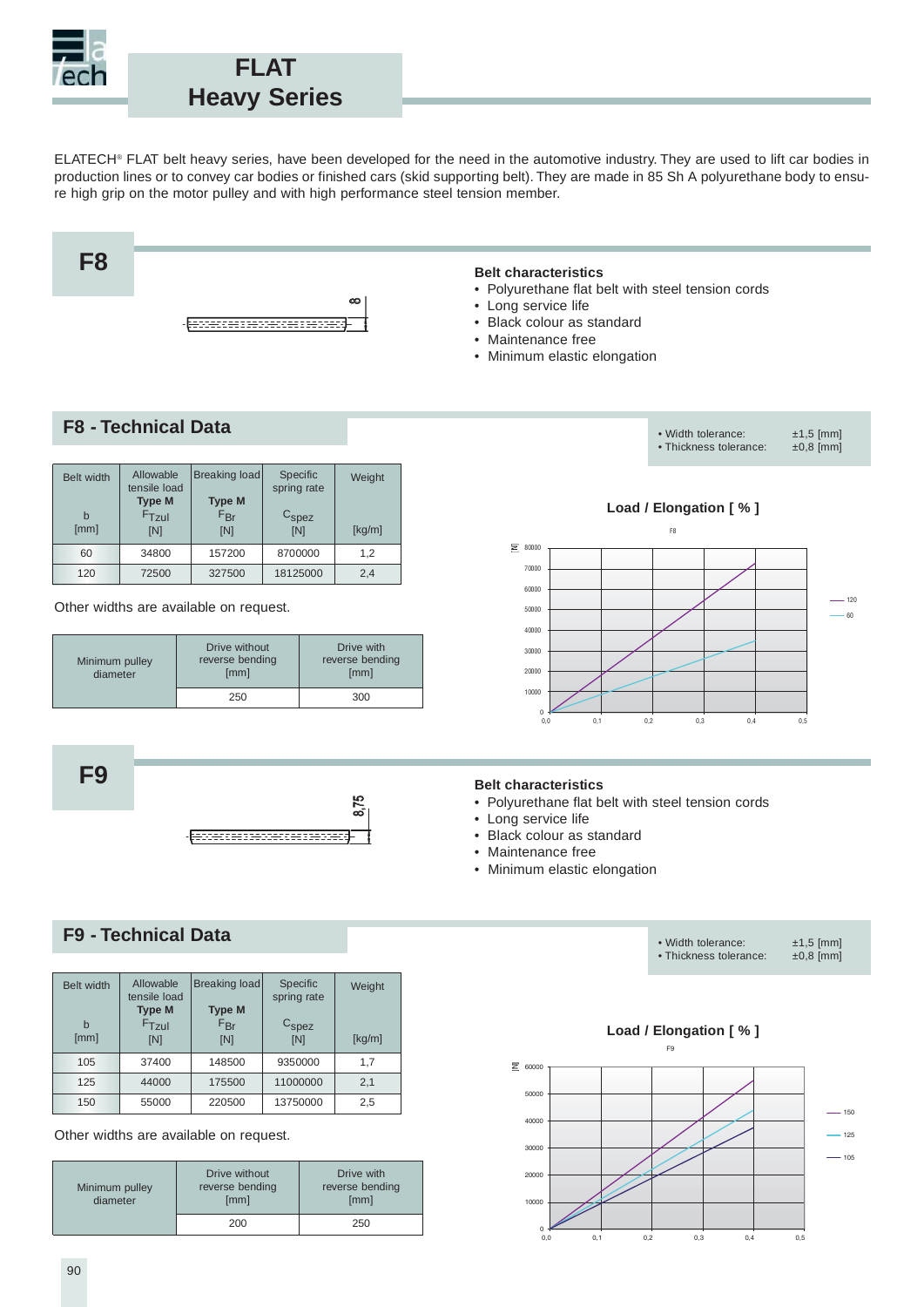# FLAT Heavy Series

ELATECH® FLAT belt heavy series, have been developed for the need in the automotive industry. They are used to lift car bodies in production lines or to convey car bodies or finished cars (skid supporting belt). They are made in 85 Sh A polyurethane body to ensure high grip on the motor pulley and with high performance steel tension member.

## F8

8

**Belt characteristics**
- Polyurethane flat belt with steel tension cords
- Long service life
- Black colour as standard
- Maintenance free
- Minimum elastic elongation

## F8 - Technical Data

- Width tolerance: ±1,5 [mm]
- Thickness tolerance: ±0,8 [mm]

| Belt width<br>b<br>[mm] | Allowable tensile load<br>Type M<br>$F_{Tzul}$<br>[N] | Breaking load<br>Type M<br>$F_{Br}$<br>[N] | Specific spring rate<br>$C_{spez}$<br>[N] | Weight<br>[kg/m] |
|---|---|---|---|---|
| 60 | 34800 | 157200 | 8700000 | 1,2 |
| 120 | 72500 | 327500 | 18125000 | 2,4 |

Other widths are available on request.

| Minimum pulley diameter | Drive without reverse bending [mm] | Drive with reverse bending [mm] |
|---|---|---|
| | 250 | 300 |

**Load / Elongation [ % ]**

F8

[N]
80000
70000
60000
50000
40000
30000
20000
10000
0
0,0 0,1 0,2 0,3 0,4 0,5

120
60

## F9

8,75

**Belt characteristics**
- Polyurethane flat belt with steel tension cords
- Long service life
- Black colour as standard
- Maintenance free
- Minimum elastic elongation

## F9 - Technical Data

- Width tolerance: ±1,5 [mm]
- Thickness tolerance: ±0,8 [mm]

| Belt width<br>b<br>[mm] | Allowable tensile load<br>Type M<br>$F_{Tzul}$<br>[N] | Breaking load<br>Type M<br>$F_{Br}$<br>[N] | Specific spring rate<br>$C_{spez}$<br>[N] | Weight<br>[kg/m] |
|---|---|---|---|---|
| 105 | 37400 | 148500 | 9350000 | 1,7 |
| 125 | 44000 | 175500 | 11000000 | 2,1 |
| 150 | 55000 | 220500 | 13750000 | 2,5 |

Other widths are available on request.

| Minimum pulley diameter | Drive without reverse bending [mm] | Drive with reverse bending [mm] |
|---|---|---|
| | 200 | 250 |

**Load / Elongation [ % ]**

F9

[N]
60000
50000
40000
30000
20000
10000
0
0,0 0,1 0,2 0,3 0,4 0,5

150
125
105